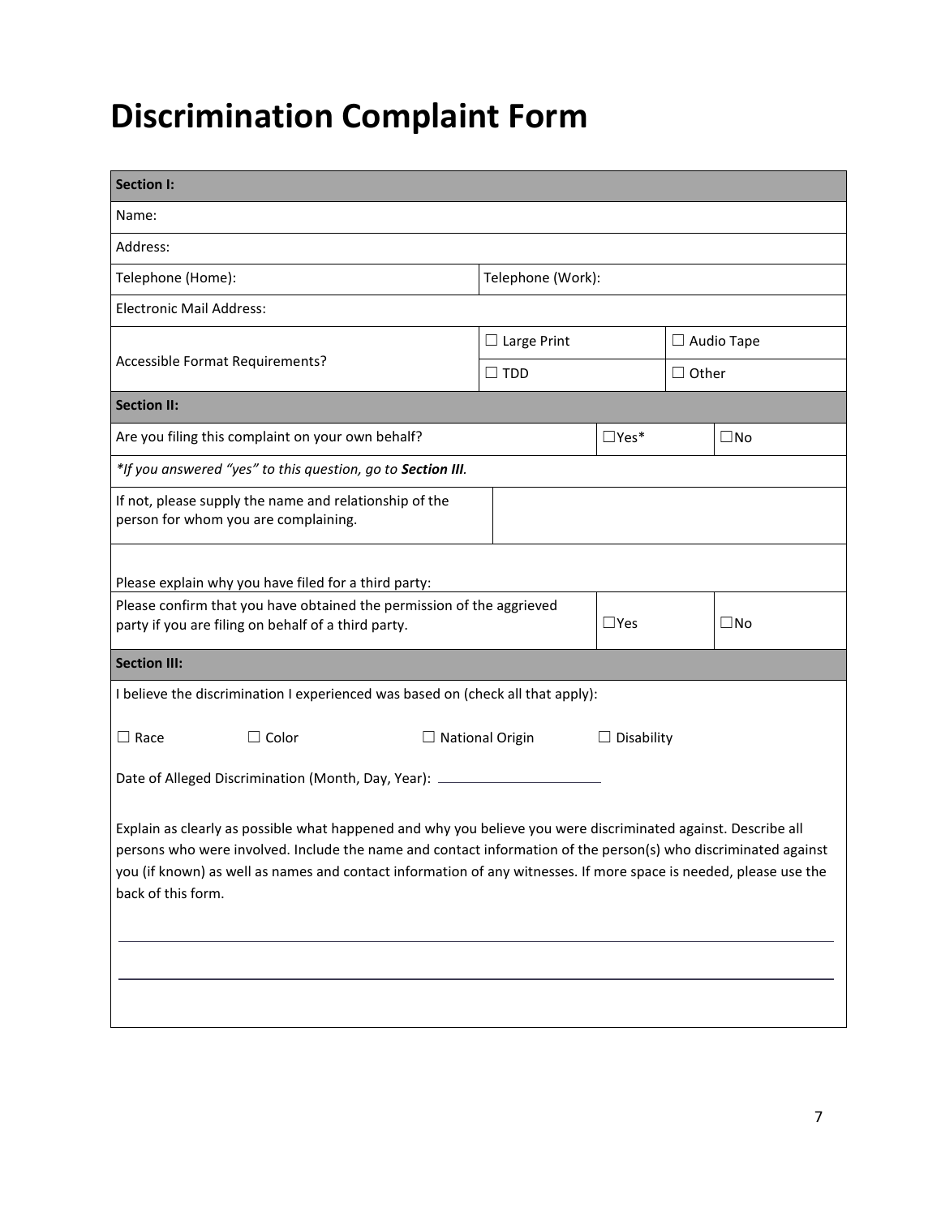# Discrimination Complaint Form

| **Section I:** | | | | |
|---|---|---|---|---|
| Name: | | | | |
| Address: | | | | |
| Telephone (Home): | Telephone (Work): | | | |
| Electronic Mail Address: | | | | |
| Accessible Format Requirements? | ☐ Large Print | | ☐ Audio Tape | |
| | ☐ TDD | | ☐ Other | |
| **Section II:** | | | | |
| Are you filing this complaint on your own behalf? | | ☐Yes* | | ☐No |
| *\*If you answered "yes" to this question, go to **Section III**.* | | | | |
| If not, please supply the name and relationship of the person for whom you are complaining. | | | | |
| Please explain why you have filed for a third party: | | | | |
| Please confirm that you have obtained the permission of the aggrieved party if you are filing on behalf of a third party. | | ☐Yes | | ☐No |
| **Section III:** | | | | |

I believe the discrimination I experienced was based on (check all that apply):

☐ Race ☐ Color ☐ National Origin ☐ Disability

Date of Alleged Discrimination (Month, Day, Year): ____________________

Explain as clearly as possible what happened and why you believe you were discriminated against. Describe all persons who were involved. Include the name and contact information of the person(s) who discriminated against you (if known) as well as names and contact information of any witnesses. If more space is needed, please use the back of this form.

______________________________________________________________________

______________________________________________________________________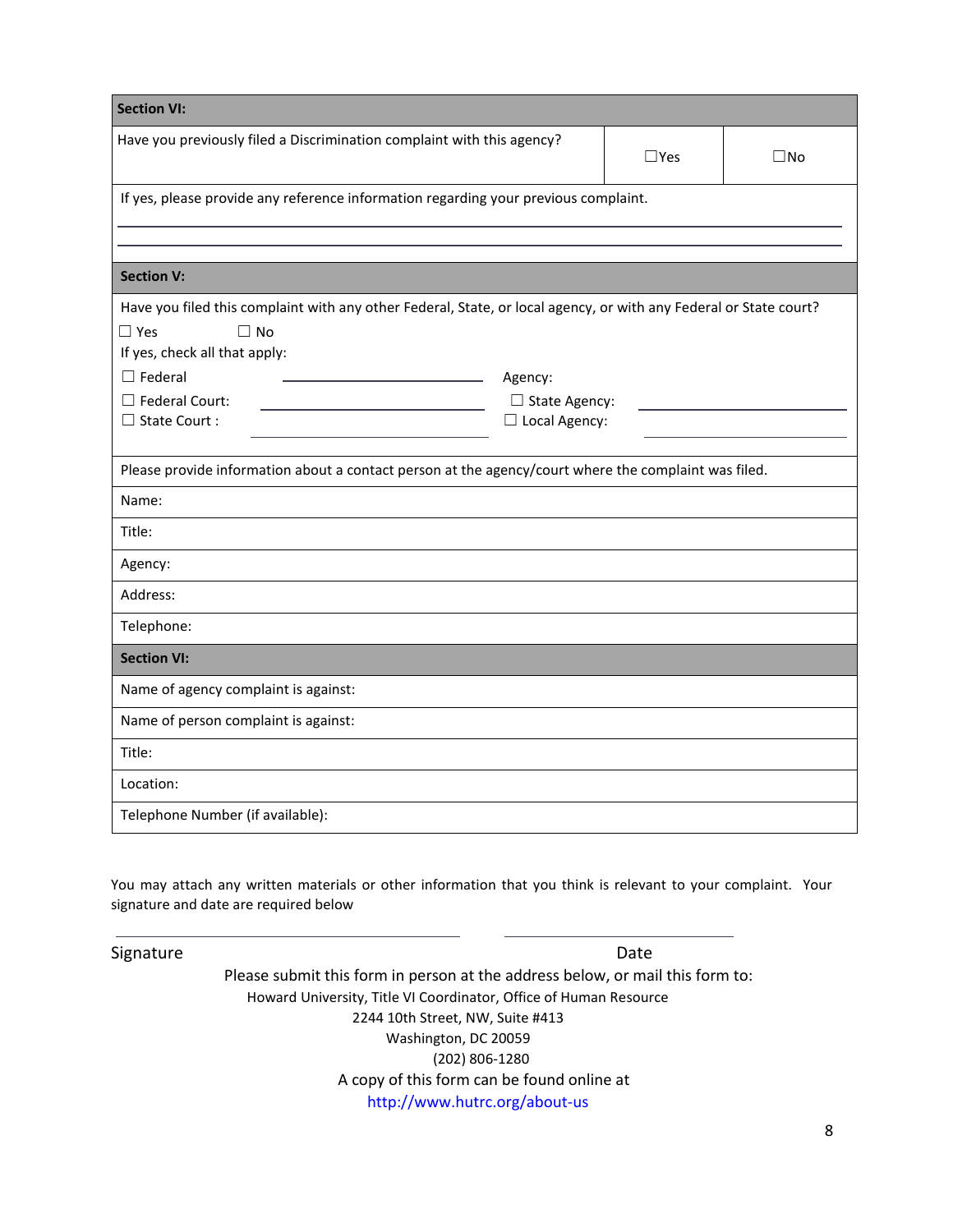**Section VI:**

| | | |
|---|---|---|
| Have you previously filed a Discrimination complaint with this agency? | ☐Yes | ☐No |

If yes, please provide any reference information regarding your previous complaint.

______________________________________________________________________________

______________________________________________________________________________

**Section V:**

Have you filed this complaint with any other Federal, State, or local agency, or with any Federal or State court?

☐ Yes ☐ No

If yes, check all that apply:

| | | | |
|---|---|---|---|
| ☐ Federal | ____________________ | Agency: | |
| ☐ Federal Court: | ____________________ | ☐ State Agency: | ____________________ |
| ☐ State Court : | ____________________ | ☐ Local Agency: | ____________________ |

Please provide information about a contact person at the agency/court where the complaint was filed.

| |
|---|
| Name: |
| Title: |
| Agency: |
| Address: |
| Telephone: |

**Section VI:**

| |
|---|
| Name of agency complaint is against: |
| Name of person complaint is against: |
| Title: |
| Location: |
| Telephone Number (if available): |

You may attach any written materials or other information that you think is relevant to your complaint. Your signature and date are required below

______________________________ ____________________

Signature Date

Please submit this form in person at the address below, or mail this form to:

Howard University, Title VI Coordinator, Office of Human Resource

2244 10th Street, NW, Suite #413

Washington, DC 20059

(202) 806-1280

A copy of this form can be found online at

http://www.hutrc.org/about-us